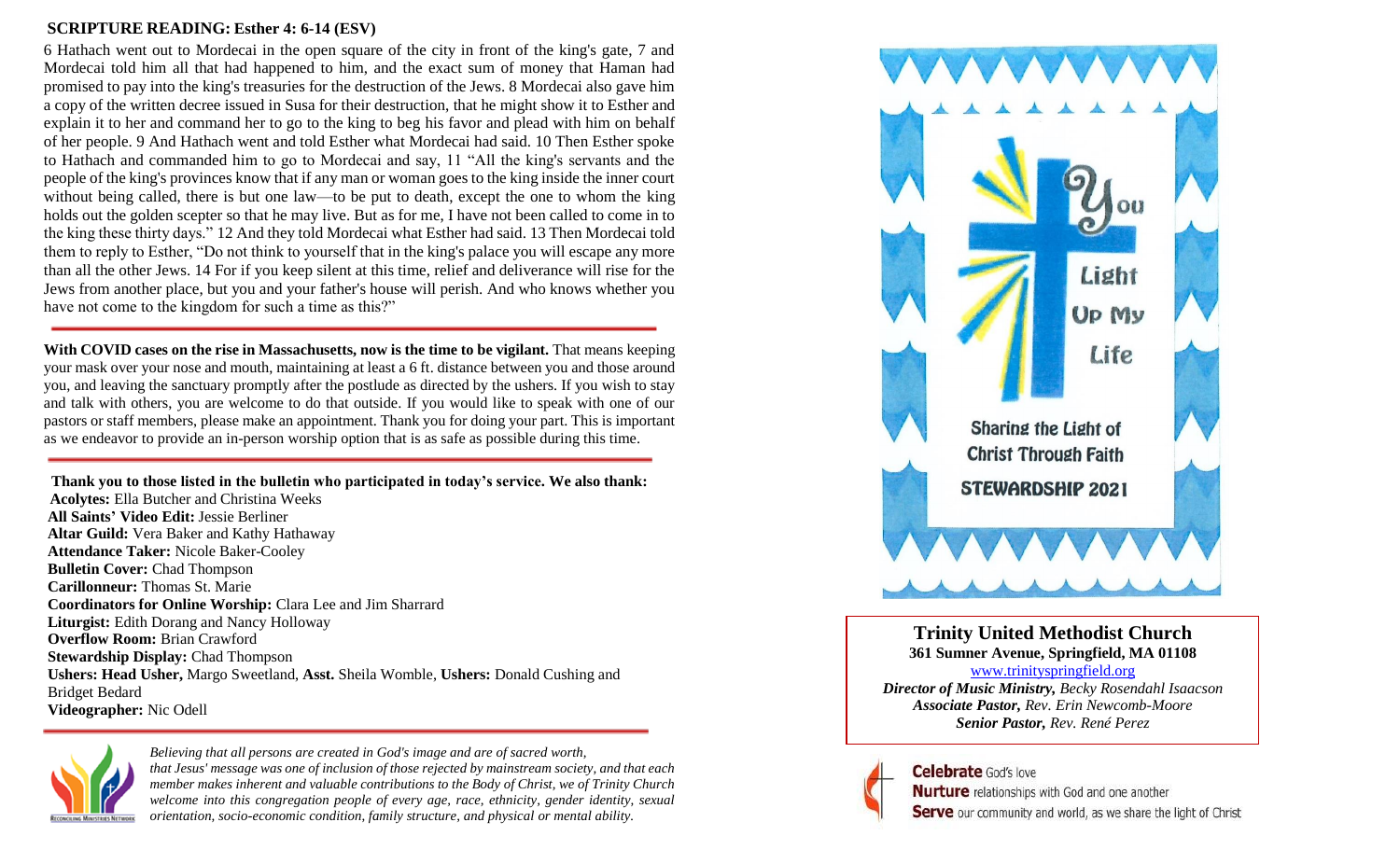## SCRIPTURE READING: Esther 4: 6-14 (ESV)

6 Hathach went out to Mordecai in the open square of the city in front of the king's gate, 7 and Mordecai told him all that had happened to him, and the exact sum of money that Haman had promised to pay into the king's treasuries for the destruction of the Jews. 8 Mordecai also gave him a copy of the written decree issued in Susa for their destruction, that he might show it to Esther and explain it to her and command her to go to the king to beg his favor and plead with him on behalf of her people. 9 And Hathach went and told Esther what Mordecai had said. 10 Then Esther spoke to Hathach and commanded him to go to Mordecai and say, 11 "All the king's servants and the people of the king's provinces know that if any man or woman goes to the king inside the inner court without being called, there is but one law—to be put to death, except the one to whom the king holds out the golden scepter so that he may live. But as for me, I have not been called to come in to the king these thirty days." 12 And they told Mordecai what Esther had said. 13 Then Mordecai told them to reply to Esther, "Do not think to yourself that in the king's palace you will escape any more than all the other Jews. 14 For if you keep silent at this time, relief and deliverance will rise for the Jews from another place, but you and your father's house will perish. And who knows whether you have not come to the kingdom for such a time as this?"

---

**With COVID cases on the rise in Massachusetts, now is the time to be vigilant.** That means keeping your mask over your nose and mouth, maintaining at least a 6 ft. distance between you and those around you, and leaving the sanctuary promptly after the postlude as directed by the ushers. If you wish to stay and talk with others, you are welcome to do that outside. If you would like to speak with one of our pastors or staff members, please make an appointment. Thank you for doing your part. This is important as we endeavor to provide an in-person worship option that is as safe as possible during this time.

---

**Thank you to those listed in the bulletin who participated in today's service. We also thank:**

**Acolytes:** Ella Butcher and Christina Weeks
**All Saints' Video Edit:** Jessie Berliner
**Altar Guild:** Vera Baker and Kathy Hathaway
**Attendance Taker:** Nicole Baker-Cooley
**Bulletin Cover:** Chad Thompson
**Carillonneur:** Thomas St. Marie
**Coordinators for Online Worship:** Clara Lee and Jim Sharrard
**Liturgist:** Edith Dorang and Nancy Holloway
**Overflow Room:** Brian Crawford
**Stewardship Display:** Chad Thompson
**Ushers: Head Usher,** Margo Sweetland, **Asst.** Sheila Womble, **Ushers:** Donald Cushing and Bridget Bedard
**Videographer:** Nic Odell

---

*Believing that all persons are created in God's image and are of sacred worth, that Jesus' message was one of inclusion of those rejected by mainstream society, and that each member makes inherent and valuable contributions to the Body of Christ, we of Trinity Church welcome into this congregation people of every age, race, ethnicity, gender identity, sexual orientation, socio-economic condition, family structure, and physical or mental ability.*

You Light Up My Life

Sharing the Light of Christ Through Faith

STEWARDSHIP 2021

## Trinity United Methodist Church

**361 Sumner Avenue, Springfield, MA 01108**

www.trinityspringfield.org

***Director of Music Ministry,*** *Becky Rosendahl Isaacson*
***Associate Pastor,*** *Rev. Erin Newcomb-Moore*
***Senior Pastor,*** *Rev. René Perez*

**Celebrate** God's love
**Nurture** relationships with God and one another
**Serve** our community and world, as we share the light of Christ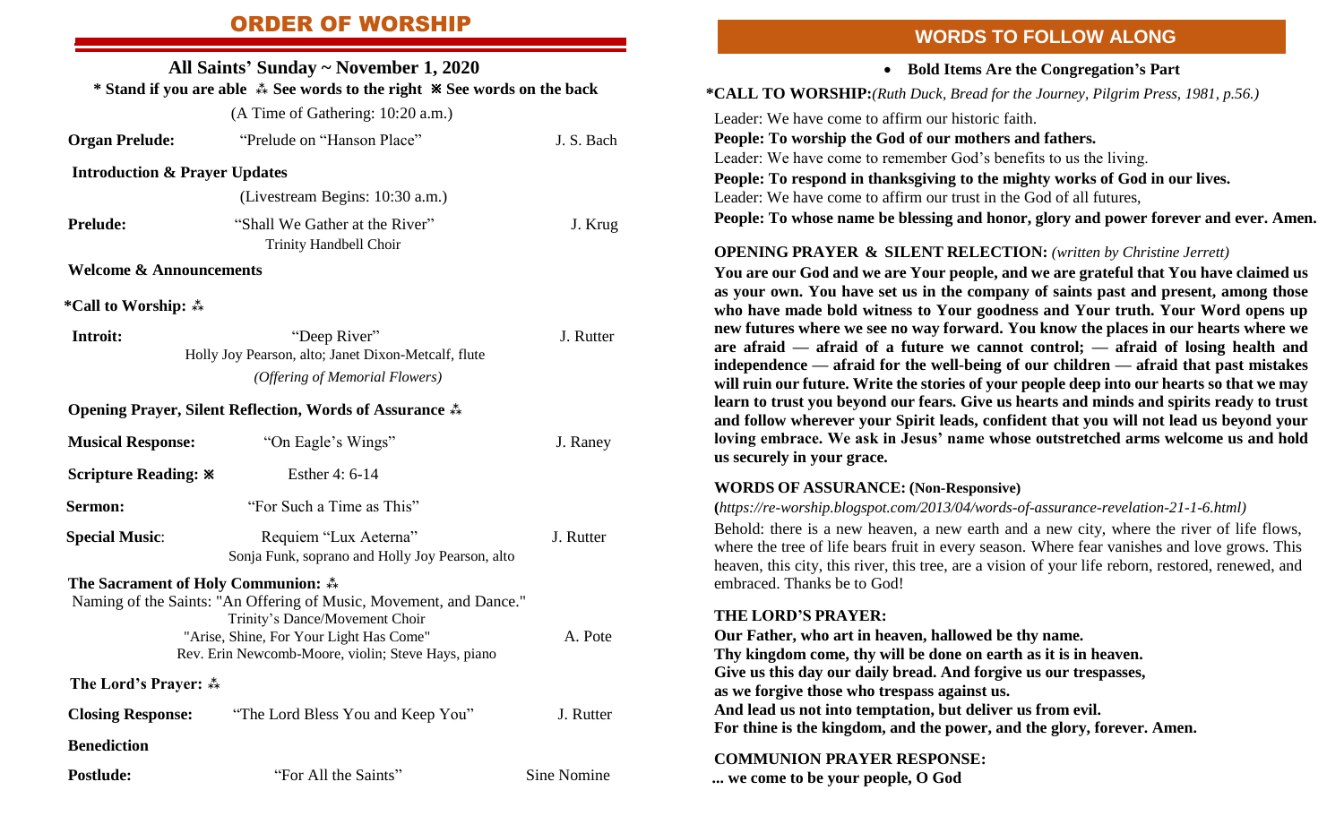# ORDER OF WORSHIP

## All Saints' Sunday ~ November 1, 2020

**\* Stand if you are able ⁂ See words to the right ※ See words on the back**

(A Time of Gathering: 10:20 a.m.)

| | | |
|---|---|---|
| **Organ Prelude:** | "Prelude on "Hanson Place" | J. S. Bach |
| **Introduction & Prayer Updates** | | |
| | (Livestream Begins: 10:30 a.m.) | |
| **Prelude:** | "Shall We Gather at the River"<br>Trinity Handbell Choir | J. Krug |
| **Welcome & Announcements** | | |
| **\*Call to Worship:** ⁂ | | |
| **Introit:** | "Deep River"<br>Holly Joy Pearson, alto; Janet Dixon-Metcalf, flute<br>*(Offering of Memorial Flowers)* | J. Rutter |
| **Opening Prayer, Silent Reflection, Words of Assurance** ⁂ | | |
| **Musical Response:** | "On Eagle's Wings" | J. Raney |
| **Scripture Reading:** ※ | Esther 4: 6-14 | |
| **Sermon:** | "For Such a Time as This" | |
| **Special Music:** | Requiem "Lux Aeterna"<br>Sonja Funk, soprano and Holly Joy Pearson, alto | J. Rutter |
| **The Sacrament of Holy Communion:** ⁂ | | |
| Naming of the Saints: "An Offering of Music, Movement, and Dance." | Trinity's Dance/Movement Choir<br>"Arise, Shine, For Your Light Has Come"<br>Rev. Erin Newcomb-Moore, violin; Steve Hays, piano | A. Pote |
| **The Lord's Prayer:** ⁂ | | |
| **Closing Response:** | "The Lord Bless You and Keep You" | J. Rutter |
| **Benediction** | | |
| **Postlude:** | "For All the Saints" | Sine Nomine |

# WORDS TO FOLLOW ALONG

- **Bold Items Are the Congregation's Part**

**\*CALL TO WORSHIP:***(Ruth Duck, Bread for the Journey, Pilgrim Press, 1981, p.56.)*

Leader: We have come to affirm our historic faith.
**People: To worship the God of our mothers and fathers.**
Leader: We have come to remember God's benefits to us the living.
**People: To respond in thanksgiving to the mighty works of God in our lives.**
Leader: We have come to affirm our trust in the God of all futures,
**People: To whose name be blessing and honor, glory and power forever and ever. Amen.**

**OPENING PRAYER & SILENT RELECTION:** *(written by Christine Jerrett)*

**You are our God and we are Your people, and we are grateful that You have claimed us as your own. You have set us in the company of saints past and present, among those who have made bold witness to Your goodness and Your truth. Your Word opens up new futures where we see no way forward. You know the places in our hearts where we are afraid — afraid of a future we cannot control; — afraid of losing health and independence — afraid for the well-being of our children — afraid that past mistakes will ruin our future. Write the stories of your people deep into our hearts so that we may learn to trust you beyond our fears. Give us hearts and minds and spirits ready to trust and follow wherever your Spirit leads, confident that you will not lead us beyond your loving embrace. We ask in Jesus' name whose outstretched arms welcome us and hold us securely in your grace.**

**WORDS OF ASSURANCE: (Non-Responsive)**

**(***https://re-worship.blogspot.com/2013/04/words-of-assurance-revelation-21-1-6.html)*

Behold: there is a new heaven, a new earth and a new city, where the river of life flows, where the tree of life bears fruit in every season. Where fear vanishes and love grows. This heaven, this city, this river, this tree, are a vision of your life reborn, restored, renewed, and embraced. Thanks be to God!

**THE LORD'S PRAYER:**

**Our Father, who art in heaven, hallowed be thy name.**
**Thy kingdom come, thy will be done on earth as it is in heaven.**
**Give us this day our daily bread. And forgive us our trespasses,**
**as we forgive those who trespass against us.**
**And lead us not into temptation, but deliver us from evil.**
**For thine is the kingdom, and the power, and the glory, forever. Amen.**

**COMMUNION PRAYER RESPONSE:**
**... we come to be your people, O God**